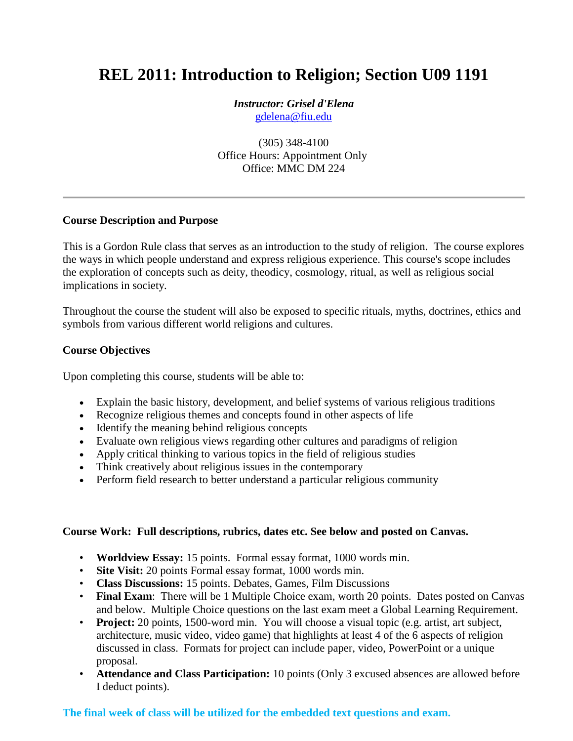# REL 2011: Introduction to Religion; Section U09 1191

***Instructor: Grisel d'Elena***
gdelena@fiu.edu

(305) 348-4100
Office Hours: Appointment Only
Office: MMC DM 224

---

**Course Description and Purpose**

This is a Gordon Rule class that serves as an introduction to the study of religion. The course explores the ways in which people understand and express religious experience. This course's scope includes the exploration of concepts such as deity, theodicy, cosmology, ritual, as well as religious social implications in society.

Throughout the course the student will also be exposed to specific rituals, myths, doctrines, ethics and symbols from various different world religions and cultures.

**Course Objectives**

Upon completing this course, students will be able to:

- Explain the basic history, development, and belief systems of various religious traditions
- Recognize religious themes and concepts found in other aspects of life
- Identify the meaning behind religious concepts
- Evaluate own religious views regarding other cultures and paradigms of religion
- Apply critical thinking to various topics in the field of religious studies
- Think creatively about religious issues in the contemporary
- Perform field research to better understand a particular religious community

**Course Work: Full descriptions, rubrics, dates etc. See below and posted on Canvas.**

- **Worldview Essay:** 15 points. Formal essay format, 1000 words min.
- **Site Visit:** 20 points Formal essay format, 1000 words min.
- **Class Discussions:** 15 points. Debates, Games, Film Discussions
- **Final Exam**: There will be 1 Multiple Choice exam, worth 20 points. Dates posted on Canvas and below. Multiple Choice questions on the last exam meet a Global Learning Requirement.
- **Project:** 20 points, 1500-word min. You will choose a visual topic (e.g. artist, art subject, architecture, music video, video game) that highlights at least 4 of the 6 aspects of religion discussed in class. Formats for project can include paper, video, PowerPoint or a unique proposal.
- **Attendance and Class Participation:** 10 points (Only 3 excused absences are allowed before I deduct points).

**The final week of class will be utilized for the embedded text questions and exam.**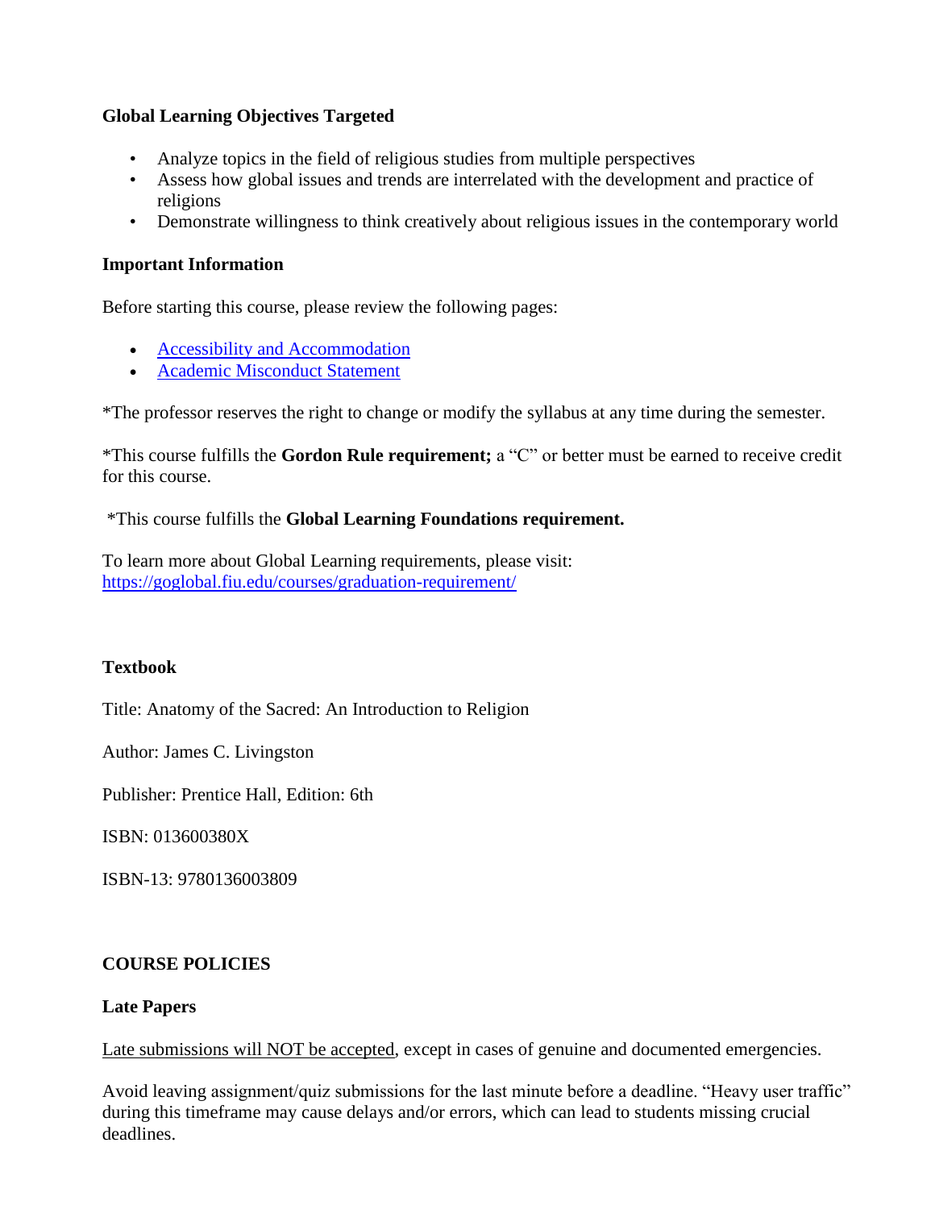**Global Learning Objectives Targeted**

- Analyze topics in the field of religious studies from multiple perspectives
- Assess how global issues and trends are interrelated with the development and practice of religions
- Demonstrate willingness to think creatively about religious issues in the contemporary world

**Important Information**

Before starting this course, please review the following pages:

- [Accessibility and Accommodation]()
- [Academic Misconduct Statement]()

*The professor reserves the right to change or modify the syllabus at any time during the semester.

*This course fulfills the **Gordon Rule requirement;** a "C" or better must be earned to receive credit for this course.

*This course fulfills the **Global Learning Foundations requirement.**

To learn more about Global Learning requirements, please visit:
[https://goglobal.fiu.edu/courses/graduation-requirement/](https://goglobal.fiu.edu/courses/graduation-requirement/)

**Textbook**

Title: Anatomy of the Sacred: An Introduction to Religion

Author: James C. Livingston

Publisher: Prentice Hall, Edition: 6th

ISBN: 013600380X

ISBN-13: 9780136003809

**COURSE POLICIES**

**Late Papers**

<u>Late submissions will NOT be accepted</u>, except in cases of genuine and documented emergencies.

Avoid leaving assignment/quiz submissions for the last minute before a deadline. "Heavy user traffic" during this timeframe may cause delays and/or errors, which can lead to students missing crucial deadlines.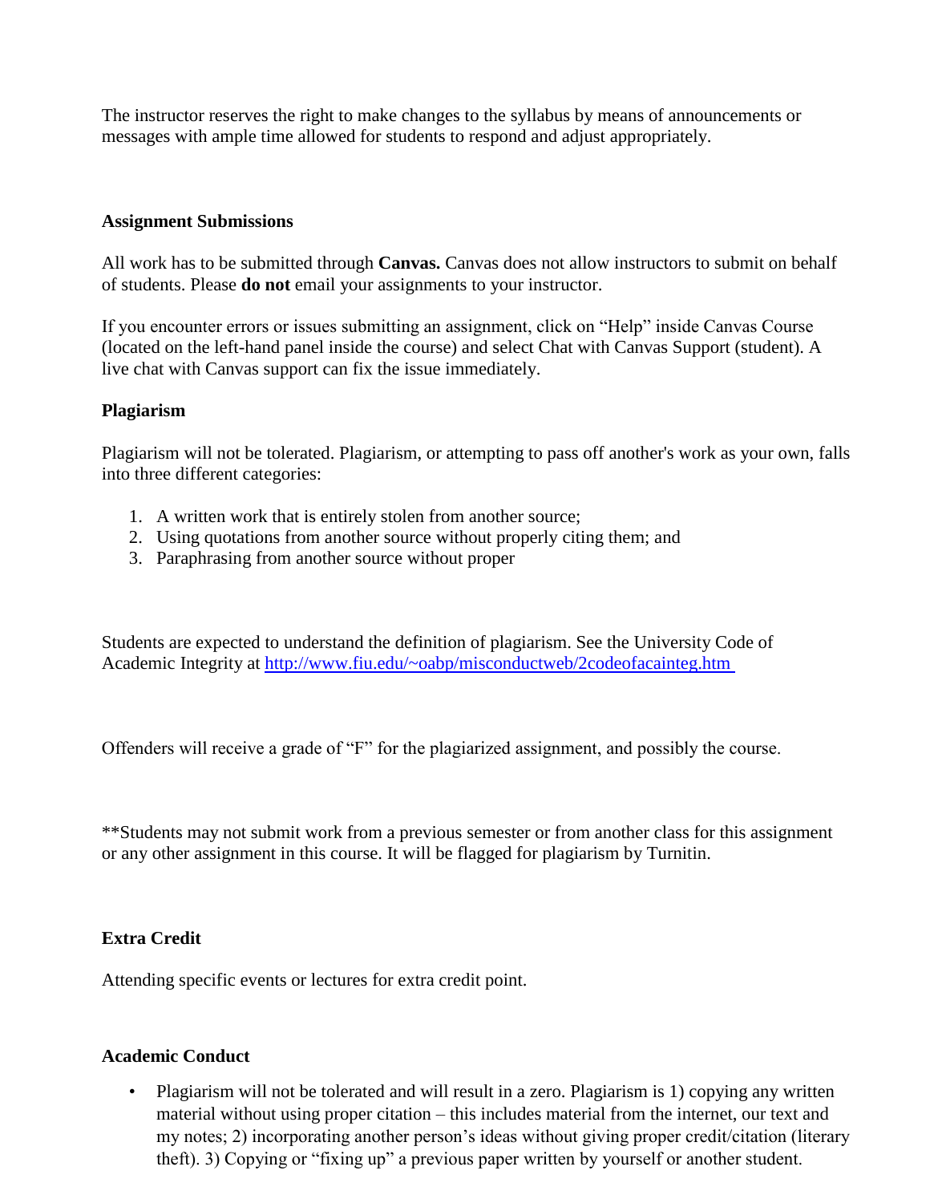The instructor reserves the right to make changes to the syllabus by means of announcements or messages with ample time allowed for students to respond and adjust appropriately.

**Assignment Submissions**

All work has to be submitted through **Canvas.** Canvas does not allow instructors to submit on behalf of students. Please **do not** email your assignments to your instructor.

If you encounter errors or issues submitting an assignment, click on "Help" inside Canvas Course (located on the left-hand panel inside the course) and select Chat with Canvas Support (student). A live chat with Canvas support can fix the issue immediately.

**Plagiarism**

Plagiarism will not be tolerated. Plagiarism, or attempting to pass off another's work as your own, falls into three different categories:

1. A written work that is entirely stolen from another source;
2. Using quotations from another source without properly citing them; and
3. Paraphrasing from another source without proper

Students are expected to understand the definition of plagiarism. See the University Code of Academic Integrity at [http://www.fiu.edu/~oabp/misconductweb/2codeofacainteg.htm](http://www.fiu.edu/~oabp/misconductweb/2codeofacainteg.htm)

Offenders will receive a grade of "F" for the plagiarized assignment, and possibly the course.

**Students may not submit work from a previous semester or from another class for this assignment or any other assignment in this course. It will be flagged for plagiarism by Turnitin.

**Extra Credit**

Attending specific events or lectures for extra credit point.

**Academic Conduct**

- Plagiarism will not be tolerated and will result in a zero. Plagiarism is 1) copying any written material without using proper citation – this includes material from the internet, our text and my notes; 2) incorporating another person's ideas without giving proper credit/citation (literary theft). 3) Copying or "fixing up" a previous paper written by yourself or another student.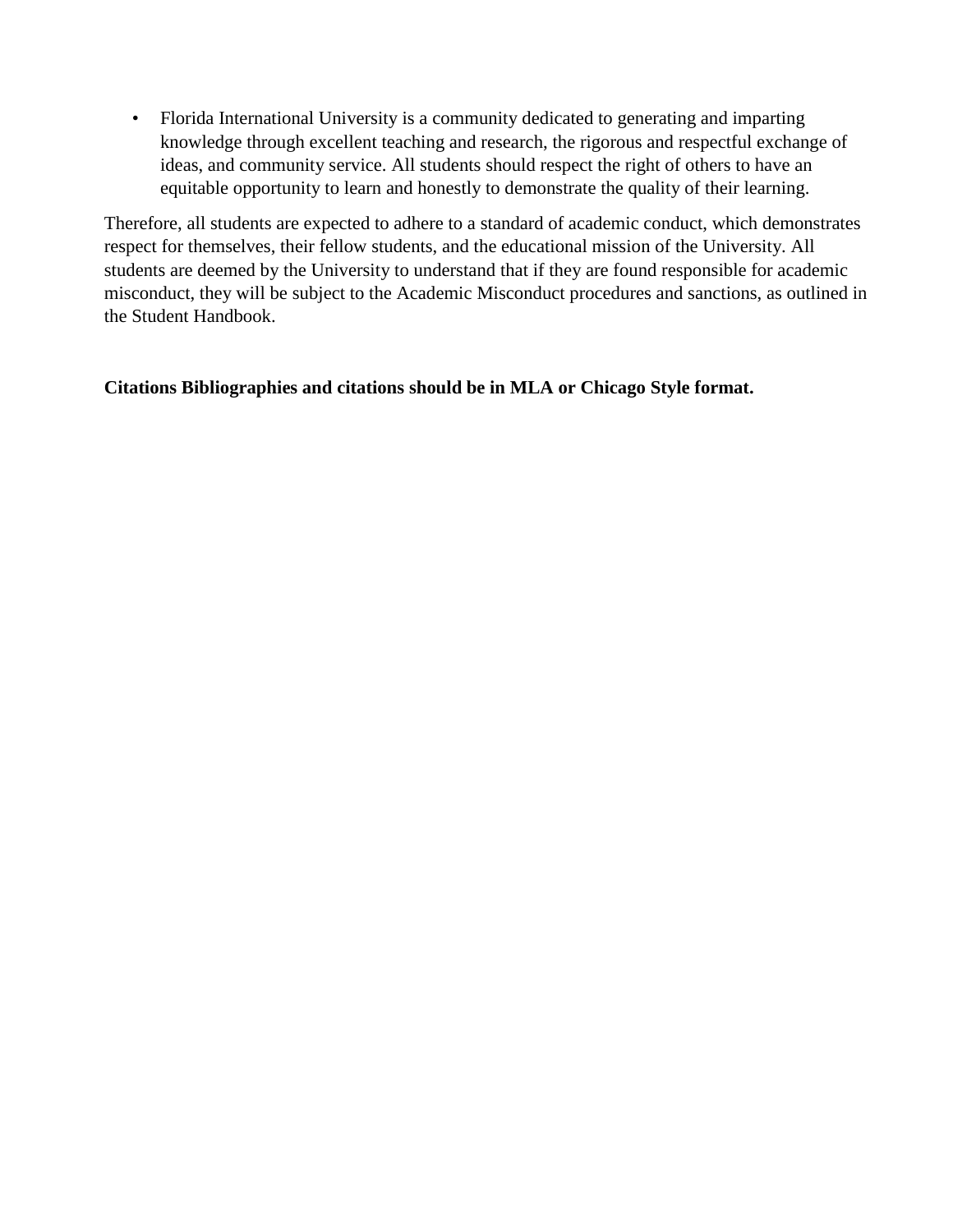- Florida International University is a community dedicated to generating and imparting knowledge through excellent teaching and research, the rigorous and respectful exchange of ideas, and community service. All students should respect the right of others to have an equitable opportunity to learn and honestly to demonstrate the quality of their learning.

Therefore, all students are expected to adhere to a standard of academic conduct, which demonstrates respect for themselves, their fellow students, and the educational mission of the University. All students are deemed by the University to understand that if they are found responsible for academic misconduct, they will be subject to the Academic Misconduct procedures and sanctions, as outlined in the Student Handbook.

**Citations Bibliographies and citations should be in MLA or Chicago Style format.**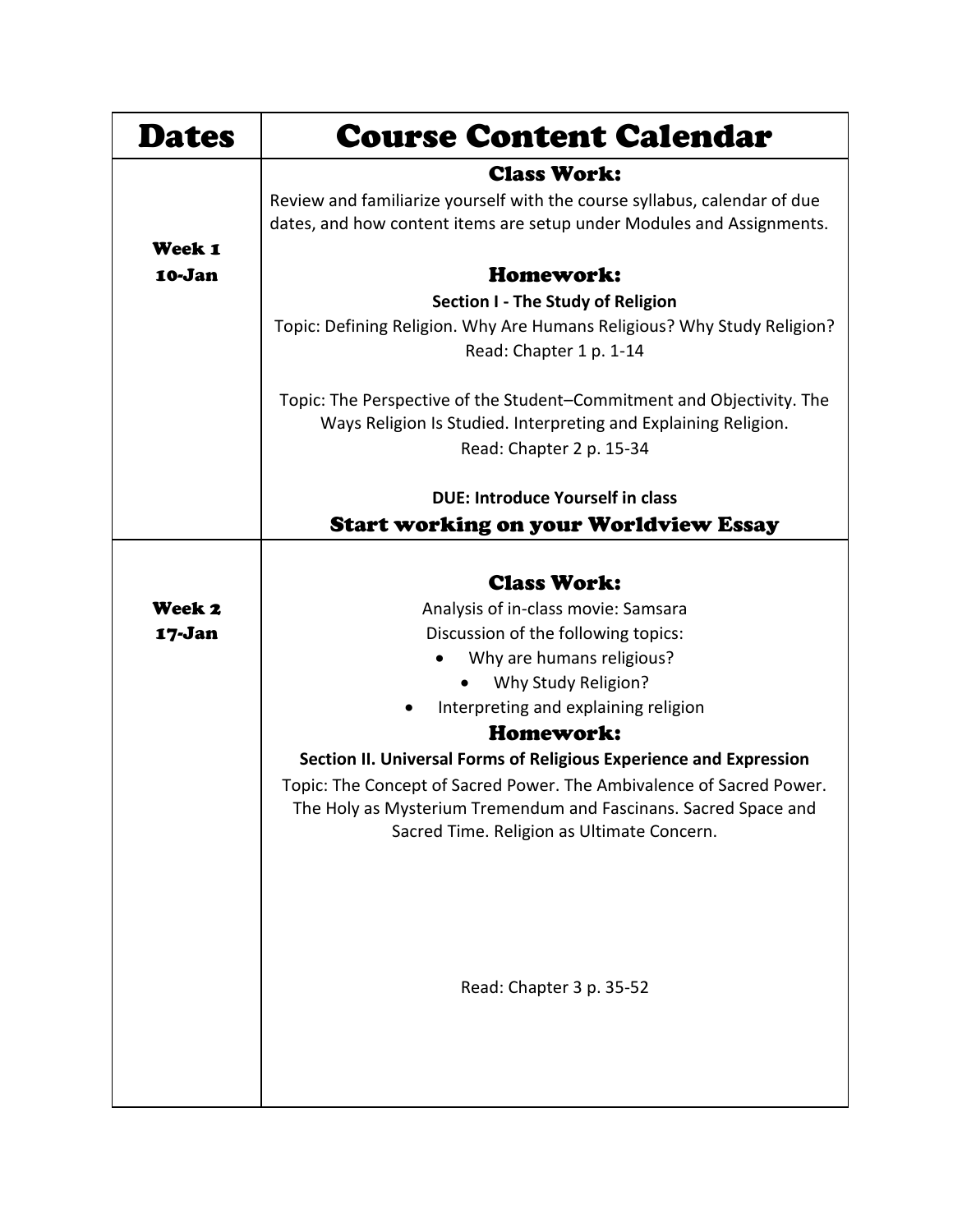| Dates | Course Content Calendar |
| --- | --- |
| **Week 1**<br>**10-Jan** | **Class Work:**<br>Review and familiarize yourself with the course syllabus, calendar of due dates, and how content items are setup under Modules and Assignments.<br><br>**Homework:**<br>**Section I - The Study of Religion**<br>Topic: Defining Religion. Why Are Humans Religious? Why Study Religion?<br>Read: Chapter 1 p. 1-14<br><br>Topic: The Perspective of the Student–Commitment and Objectivity. The Ways Religion Is Studied. Interpreting and Explaining Religion.<br>Read: Chapter 2 p. 15-34<br><br>**DUE: Introduce Yourself in class**<br>**Start working on your Worldview Essay** |
| **Week 2**<br>**17-Jan** | **Class Work:**<br>Analysis of in-class movie: Samsara<br>Discussion of the following topics:<br>• Why are humans religious?<br>• Why Study Religion?<br>• Interpreting and explaining religion<br>**Homework:**<br>**Section II. Universal Forms of Religious Experience and Expression**<br>Topic: The Concept of Sacred Power. The Ambivalence of Sacred Power. The Holy as Mysterium Tremendum and Fascinans. Sacred Space and Sacred Time. Religion as Ultimate Concern.<br><br>Read: Chapter 3 p. 35-52 |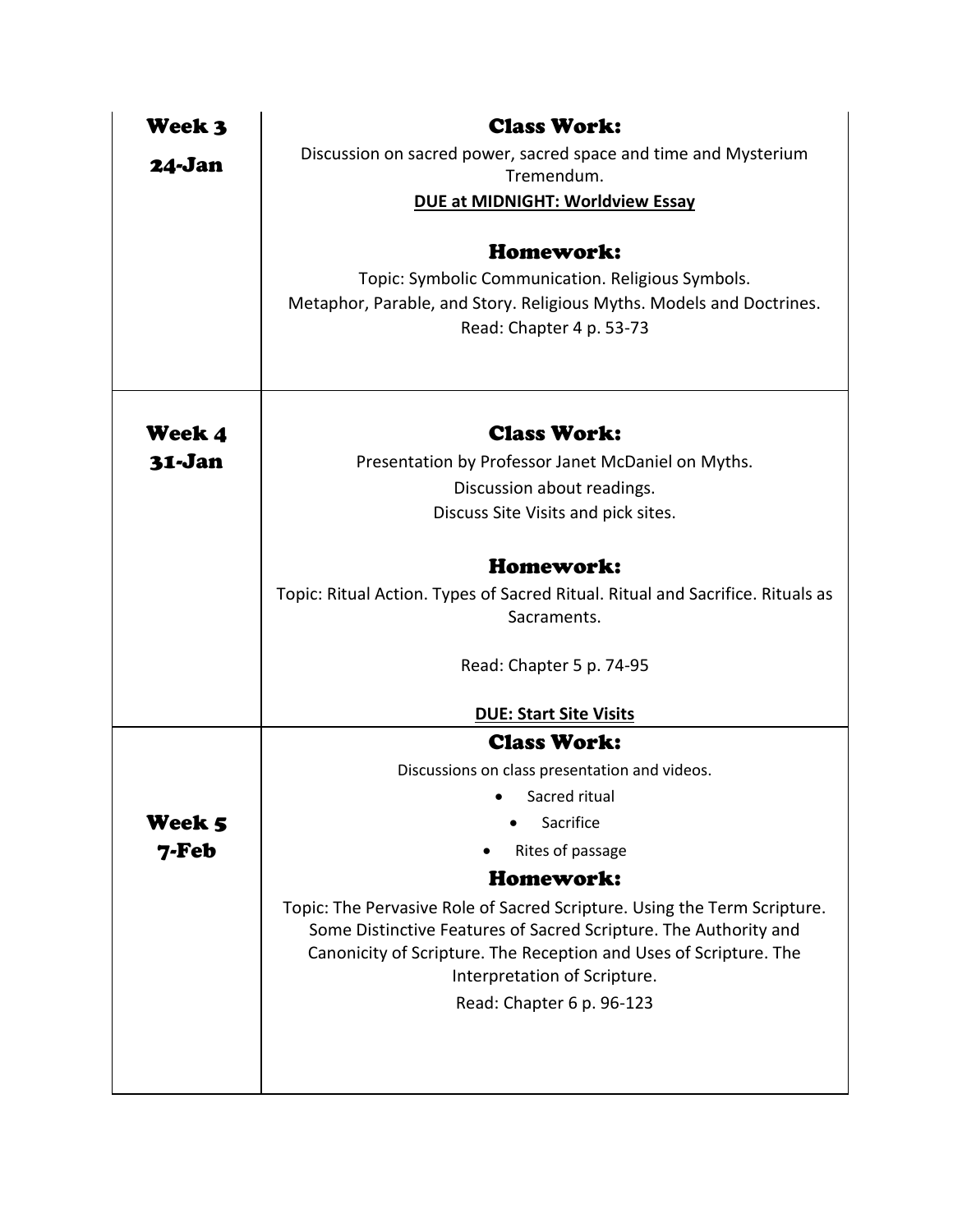| | |
|---|---|
| **Week 3**<br><br>**24-Jan** | **Class Work:**<br>Discussion on sacred power, sacred space and time and Mysterium Tremendum.<br>**DUE at MIDNIGHT: Worldview Essay**<br><br>**Homework:**<br>Topic: Symbolic Communication. Religious Symbols.<br>Metaphor, Parable, and Story. Religious Myths. Models and Doctrines.<br>Read: Chapter 4 p. 53-73 |
| **Week 4**<br>**31-Jan** | **Class Work:**<br>Presentation by Professor Janet McDaniel on Myths.<br>Discussion about readings.<br>Discuss Site Visits and pick sites.<br><br>**Homework:**<br>Topic: Ritual Action. Types of Sacred Ritual. Ritual and Sacrifice. Rituals as Sacraments.<br><br>Read: Chapter 5 p. 74-95<br><br>**DUE: Start Site Visits** |
| **Week 5**<br>**7-Feb** | **Class Work:**<br>Discussions on class presentation and videos.<br>• Sacred ritual<br>• Sacrifice<br>• Rites of passage<br>**Homework:**<br>Topic: The Pervasive Role of Sacred Scripture. Using the Term Scripture. Some Distinctive Features of Sacred Scripture. The Authority and Canonicity of Scripture. The Reception and Uses of Scripture. The Interpretation of Scripture.<br>Read: Chapter 6 p. 96-123 |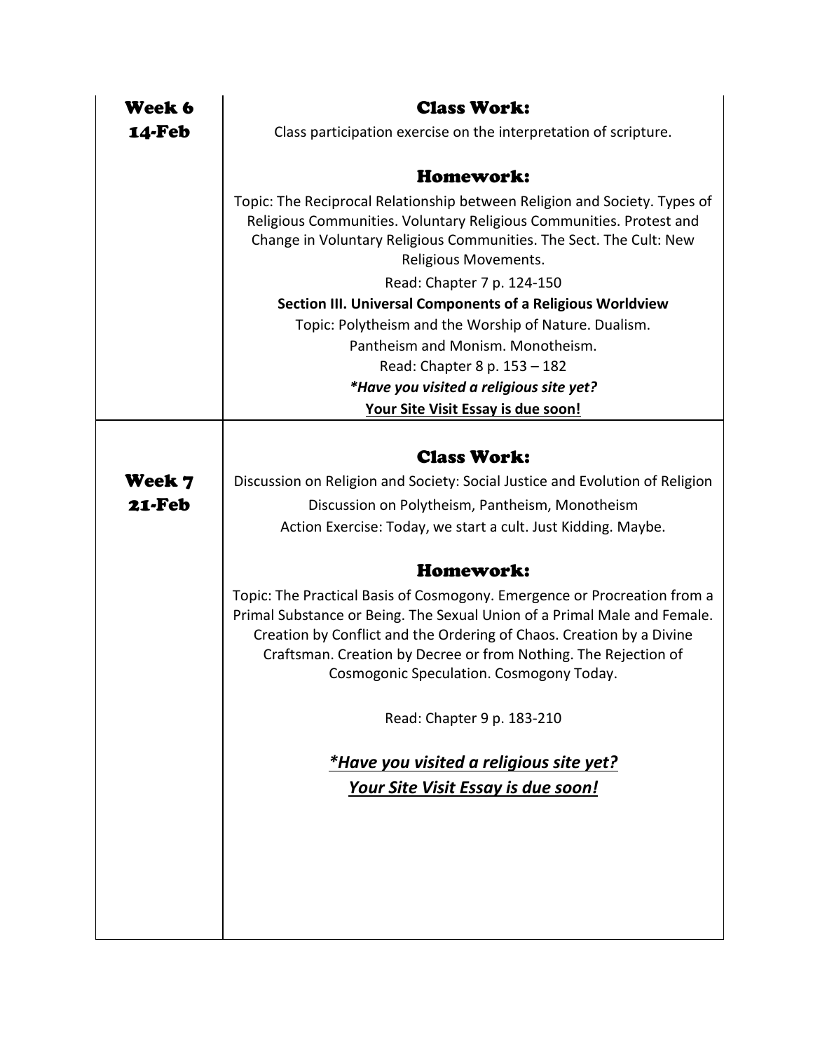| Week | Schedule |
|---|---|
| **Week 6**<br>**14-Feb** | **Class Work:**<br>Class participation exercise on the interpretation of scripture.<br><br>**Homework:**<br>Topic: The Reciprocal Relationship between Religion and Society. Types of Religious Communities. Voluntary Religious Communities. Protest and Change in Voluntary Religious Communities. The Sect. The Cult: New Religious Movements.<br>Read: Chapter 7 p. 124-150<br>**Section III. Universal Components of a Religious Worldview**<br>Topic: Polytheism and the Worship of Nature. Dualism. Pantheism and Monism. Monotheism.<br>Read: Chapter 8 p. 153 – 182<br>***\*Have you visited a religious site yet?***<br>**<u>Your Site Visit Essay is due soon!</u>** |
| **Week 7**<br>**21-Feb** | **Class Work:**<br>Discussion on Religion and Society: Social Justice and Evolution of Religion<br>Discussion on Polytheism, Pantheism, Monotheism<br>Action Exercise: Today, we start a cult. Just Kidding. Maybe.<br><br>**Homework:**<br>Topic: The Practical Basis of Cosmogony. Emergence or Procreation from a Primal Substance or Being. The Sexual Union of a Primal Male and Female. Creation by Conflict and the Ordering of Chaos. Creation by a Divine Craftsman. Creation by Decree or from Nothing. The Rejection of Cosmogonic Speculation. Cosmogony Today.<br><br>Read: Chapter 9 p. 183-210<br><br>***<u>\*Have you visited a religious site yet?</u>***<br>***<u>Your Site Visit Essay is due soon!</u>*** |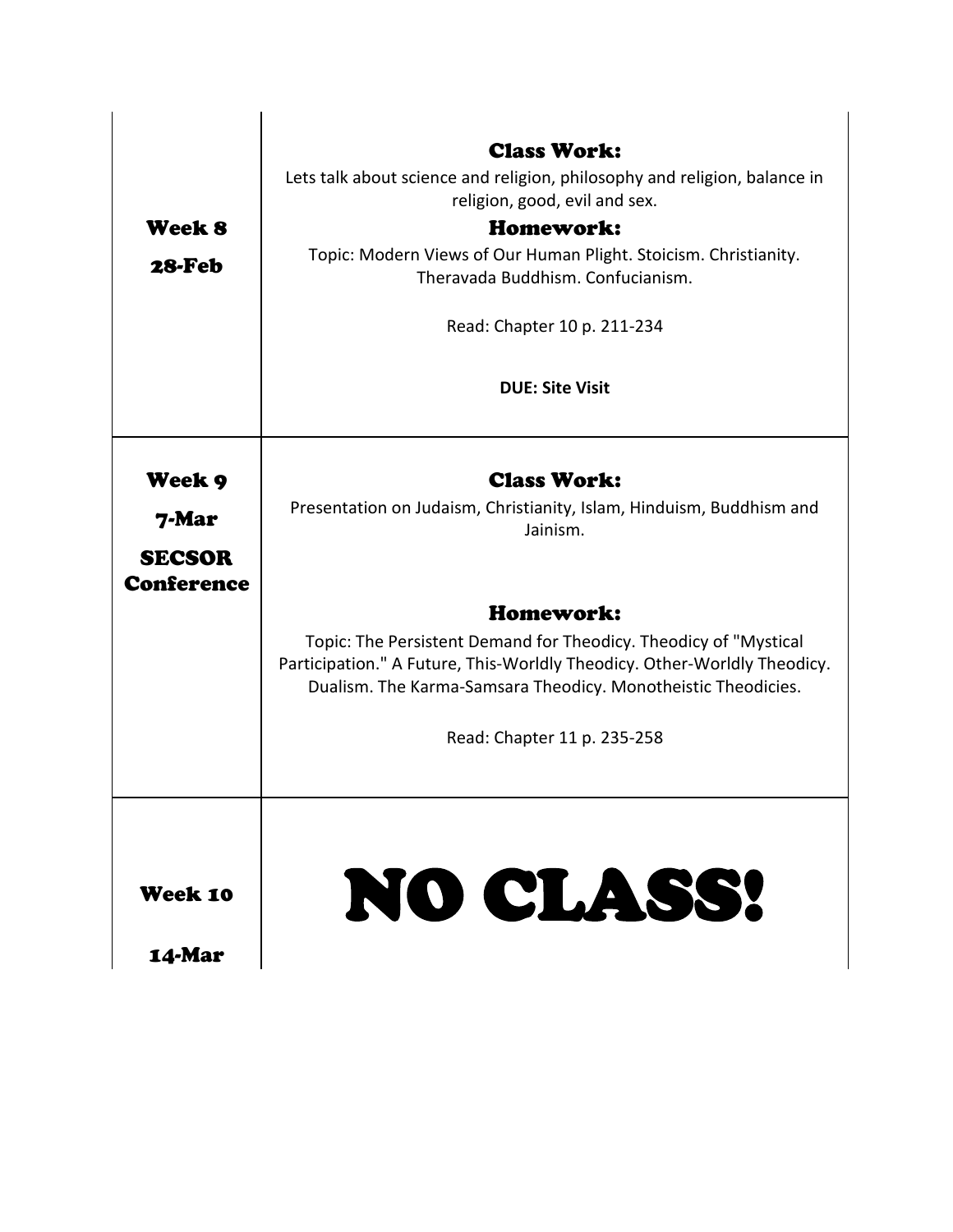| | |
|---|---|
| **Week 8**<br><br>**28-Feb** | **Class Work:**<br>Lets talk about science and religion, philosophy and religion, balance in religion, good, evil and sex.<br>**Homework:**<br>Topic: Modern Views of Our Human Plight. Stoicism. Christianity. Theravada Buddhism. Confucianism.<br><br>Read: Chapter 10 p. 211-234<br><br>**DUE: Site Visit** |
| **Week 9**<br><br>**7-Mar**<br><br>**SECSOR Conference** | **Class Work:**<br>Presentation on Judaism, Christianity, Islam, Hinduism, Buddhism and Jainism.<br><br>**Homework:**<br>Topic: The Persistent Demand for Theodicy. Theodicy of "Mystical Participation." A Future, This-Worldly Theodicy. Other-Worldly Theodicy. Dualism. The Karma-Samsara Theodicy. Monotheistic Theodicies.<br><br>Read: Chapter 11 p. 235-258 |
| **Week 10**<br><br>**14-Mar** | **NO CLASS!** |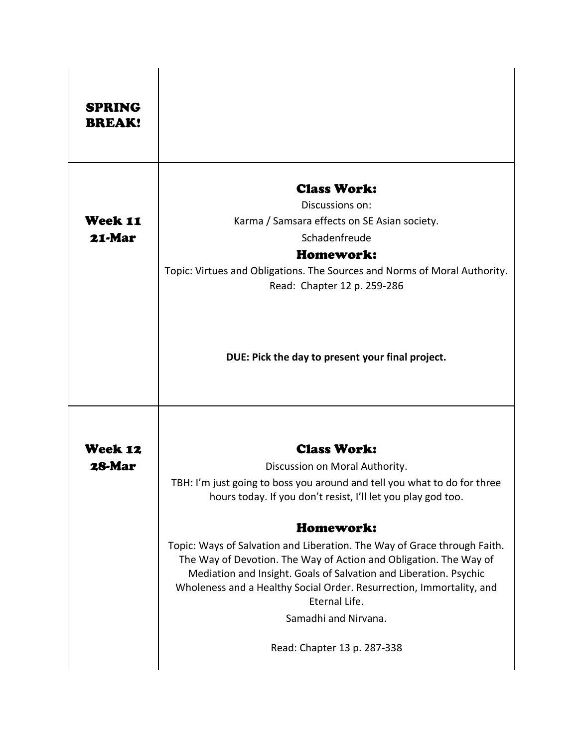| | |
|---|---|
| **SPRING BREAK!** | |
| **Week 11**<br>**21-Mar** | **Class Work:**<br>Discussions on:<br>Karma / Samsara effects on SE Asian society.<br>Schadenfreude<br>**Homework:**<br>Topic: Virtues and Obligations. The Sources and Norms of Moral Authority.<br>Read: Chapter 12 p. 259-286<br><br>**DUE: Pick the day to present your final project.** |
| **Week 12**<br>**28-Mar** | **Class Work:**<br>Discussion on Moral Authority.<br>TBH: I'm just going to boss you around and tell you what to do for three hours today. If you don't resist, I'll let you play god too.<br>**Homework:**<br>Topic: Ways of Salvation and Liberation. The Way of Grace through Faith. The Way of Devotion. The Way of Action and Obligation. The Way of Mediation and Insight. Goals of Salvation and Liberation. Psychic Wholeness and a Healthy Social Order. Resurrection, Immortality, and Eternal Life.<br>Samadhi and Nirvana.<br>Read: Chapter 13 p. 287-338 |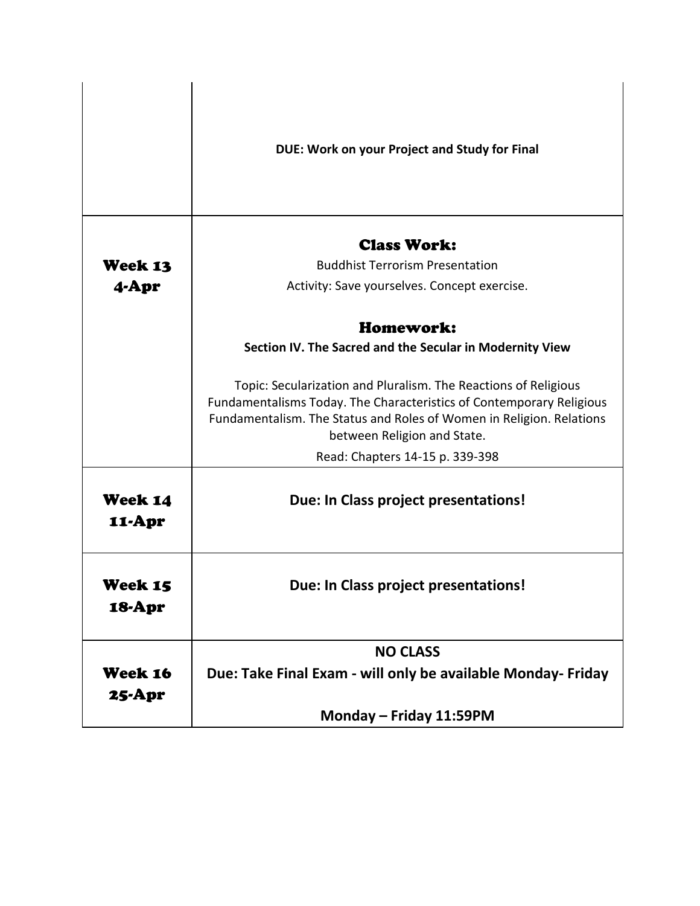| | |
|---|---|
| | **DUE: Work on your Project and Study for Final** |
| **Week 13**<br>**4-Apr** | **Class Work:**<br>Buddhist Terrorism Presentation<br>Activity: Save yourselves. Concept exercise.<br><br>**Homework:**<br>**Section IV. The Sacred and the Secular in Modernity View**<br><br>Topic: Secularization and Pluralism. The Reactions of Religious Fundamentalisms Today. The Characteristics of Contemporary Religious Fundamentalism. The Status and Roles of Women in Religion. Relations between Religion and State.<br>Read: Chapters 14-15 p. 339-398 |
| **Week 14**<br>**11-Apr** | **Due: In Class project presentations!** |
| **Week 15**<br>**18-Apr** | **Due: In Class project presentations!** |
| **Week 16**<br>**25-Apr** | **NO CLASS**<br>**Due: Take Final Exam - will only be available Monday- Friday**<br><br>**Monday – Friday 11:59PM** |